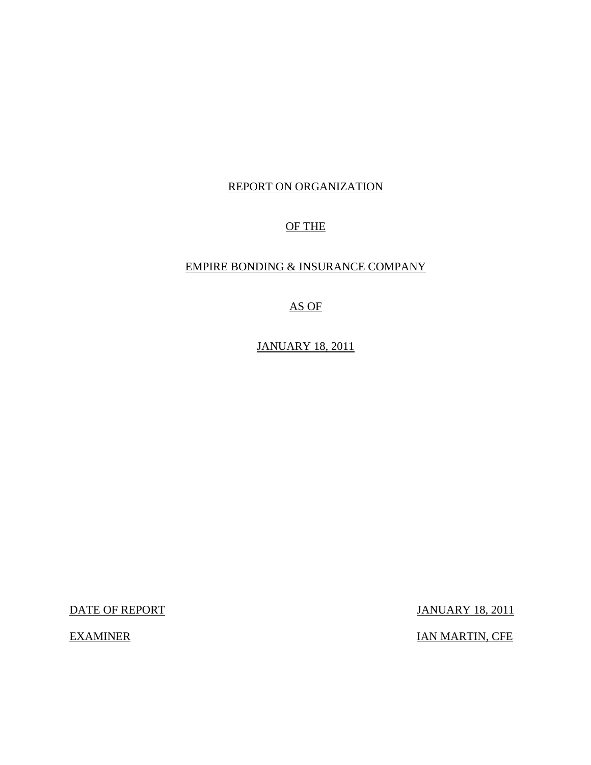REPORT ON ORGANIZATION

OF THE

EMPIRE BONDING & INSURANCE COMPANY

AS OF

JANUARY 18, 2011

| | |
|---|---|
| DATE OF REPORT | JANUARY 18, 2011 |
| EXAMINER | IAN MARTIN, CFE |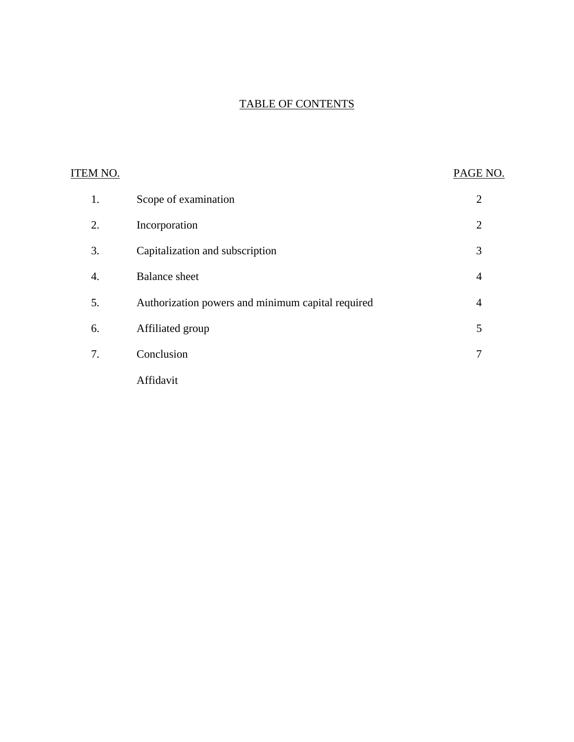## TABLE OF CONTENTS

| ITEM NO. | | PAGE NO. |
|---|---|---|
| 1. | Scope of examination | 2 |
| 2. | Incorporation | 2 |
| 3. | Capitalization and subscription | 3 |
| 4. | Balance sheet | 4 |
| 5. | Authorization powers and minimum capital required | 4 |
| 6. | Affiliated group | 5 |
| 7. | Conclusion | 7 |
| | Affidavit | |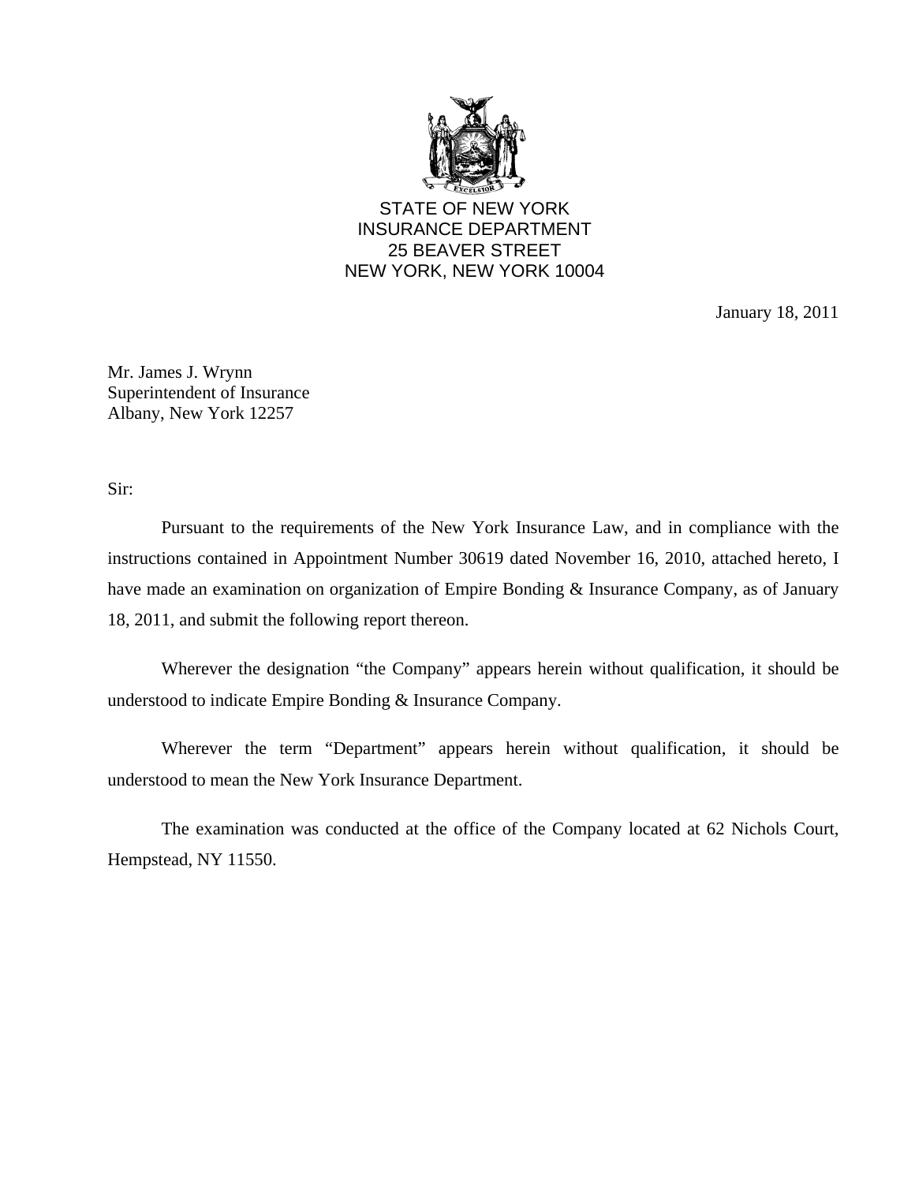STATE OF NEW YORK
INSURANCE DEPARTMENT
25 BEAVER STREET
NEW YORK, NEW YORK 10004

January 18, 2011

Mr. James J. Wrynn
Superintendent of Insurance
Albany, New York 12257

Sir:

Pursuant to the requirements of the New York Insurance Law, and in compliance with the instructions contained in Appointment Number 30619 dated November 16, 2010, attached hereto, I have made an examination on organization of Empire Bonding & Insurance Company, as of January 18, 2011, and submit the following report thereon.

Wherever the designation "the Company" appears herein without qualification, it should be understood to indicate Empire Bonding & Insurance Company.

Wherever the term "Department" appears herein without qualification, it should be understood to mean the New York Insurance Department.

The examination was conducted at the office of the Company located at 62 Nichols Court, Hempstead, NY 11550.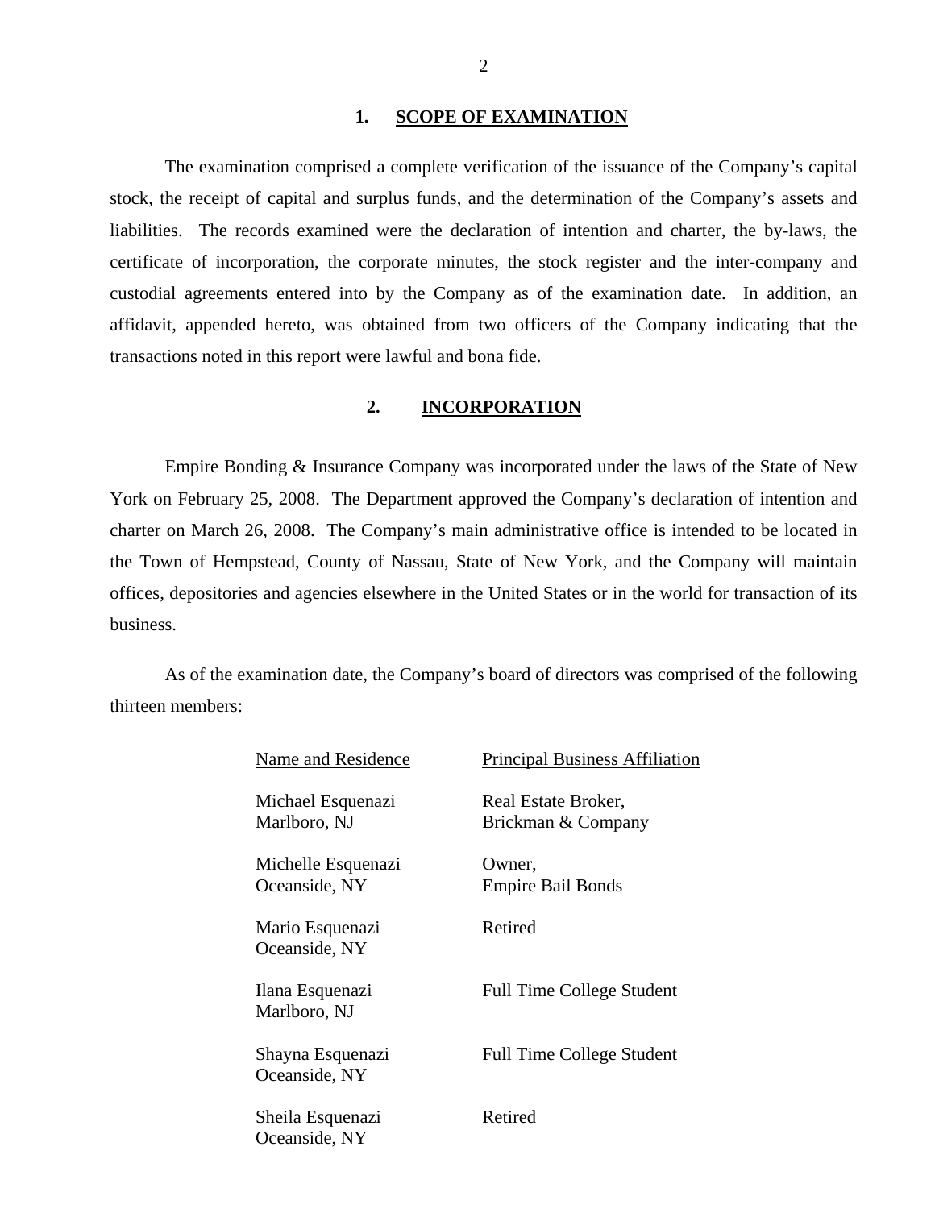## 1. SCOPE OF EXAMINATION

The examination comprised a complete verification of the issuance of the Company's capital stock, the receipt of capital and surplus funds, and the determination of the Company's assets and liabilities. The records examined were the declaration of intention and charter, the by-laws, the certificate of incorporation, the corporate minutes, the stock register and the inter-company and custodial agreements entered into by the Company as of the examination date. In addition, an affidavit, appended hereto, was obtained from two officers of the Company indicating that the transactions noted in this report were lawful and bona fide.

## 2. INCORPORATION

Empire Bonding & Insurance Company was incorporated under the laws of the State of New York on February 25, 2008. The Department approved the Company's declaration of intention and charter on March 26, 2008. The Company's main administrative office is intended to be located in the Town of Hempstead, County of Nassau, State of New York, and the Company will maintain offices, depositories and agencies elsewhere in the United States or in the world for transaction of its business.

As of the examination date, the Company's board of directors was comprised of the following thirteen members:

| Name and Residence | Principal Business Affiliation |
| --- | --- |
| Michael Esquenazi<br>Marlboro, NJ | Real Estate Broker,<br>Brickman & Company |
| Michelle Esquenazi<br>Oceanside, NY | Owner,<br>Empire Bail Bonds |
| Mario Esquenazi<br>Oceanside, NY | Retired |
| Ilana Esquenazi<br>Marlboro, NJ | Full Time College Student |
| Shayna Esquenazi<br>Oceanside, NY | Full Time College Student |
| Sheila Esquenazi<br>Oceanside, NY | Retired |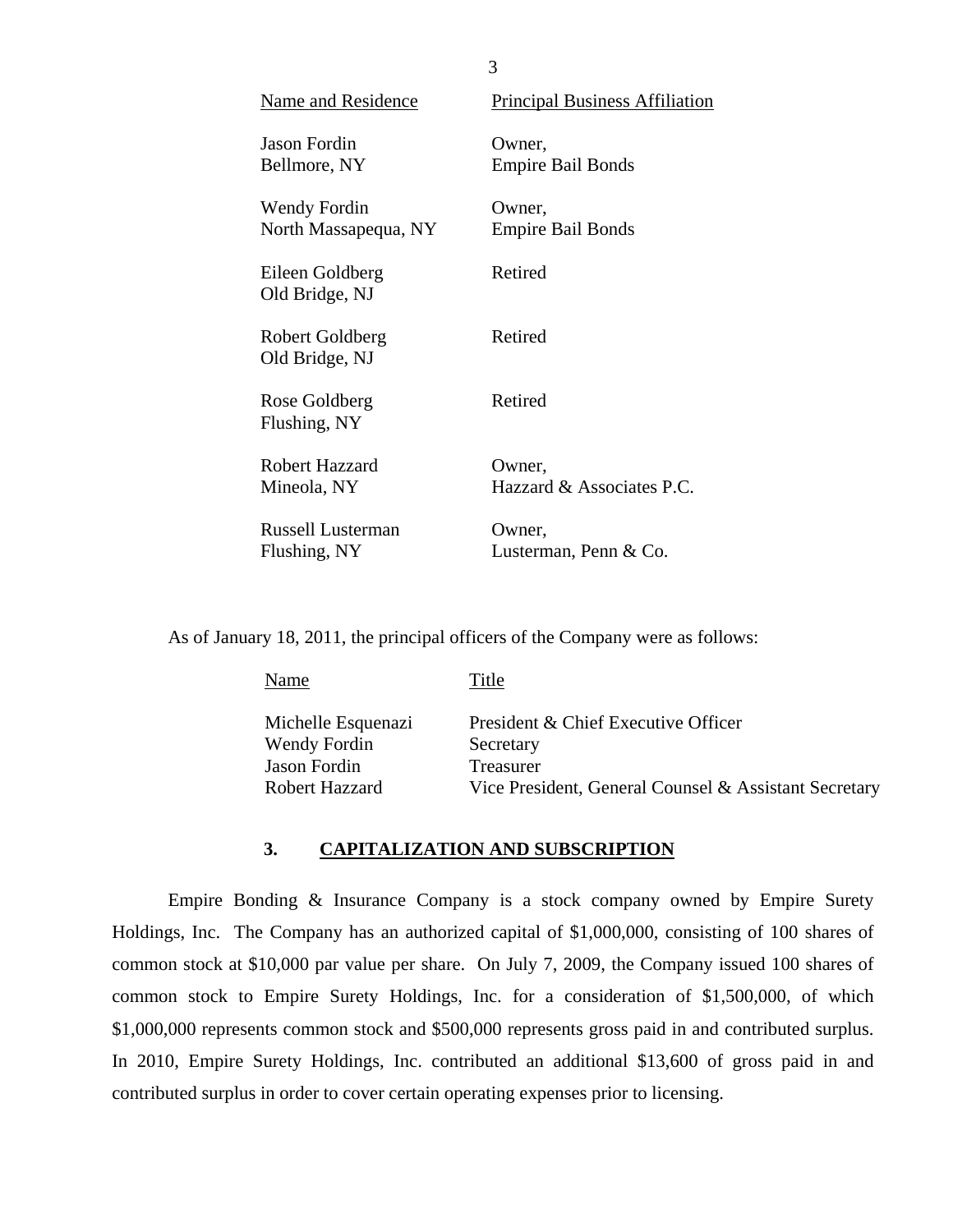| Name and Residence | Principal Business Affiliation |
| --- | --- |
| Jason Fordin<br>Bellmore, NY | Owner,<br>Empire Bail Bonds |
| Wendy Fordin<br>North Massapequa, NY | Owner,<br>Empire Bail Bonds |
| Eileen Goldberg<br>Old Bridge, NJ | Retired |
| Robert Goldberg<br>Old Bridge, NJ | Retired |
| Rose Goldberg<br>Flushing, NY | Retired |
| Robert Hazzard<br>Mineola, NY | Owner,<br>Hazzard & Associates P.C. |
| Russell Lusterman<br>Flushing, NY | Owner,<br>Lusterman, Penn & Co. |

As of January 18, 2011, the principal officers of the Company were as follows:

| Name | Title |
| --- | --- |
| Michelle Esquenazi | President & Chief Executive Officer |
| Wendy Fordin | Secretary |
| Jason Fordin | Treasurer |
| Robert Hazzard | Vice President, General Counsel & Assistant Secretary |

## 3. CAPITALIZATION AND SUBSCRIPTION

Empire Bonding & Insurance Company is a stock company owned by Empire Surety Holdings, Inc. The Company has an authorized capital of $1,000,000, consisting of 100 shares of common stock at $10,000 par value per share. On July 7, 2009, the Company issued 100 shares of common stock to Empire Surety Holdings, Inc. for a consideration of $1,500,000, of which $1,000,000 represents common stock and $500,000 represents gross paid in and contributed surplus. In 2010, Empire Surety Holdings, Inc. contributed an additional $13,600 of gross paid in and contributed surplus in order to cover certain operating expenses prior to licensing.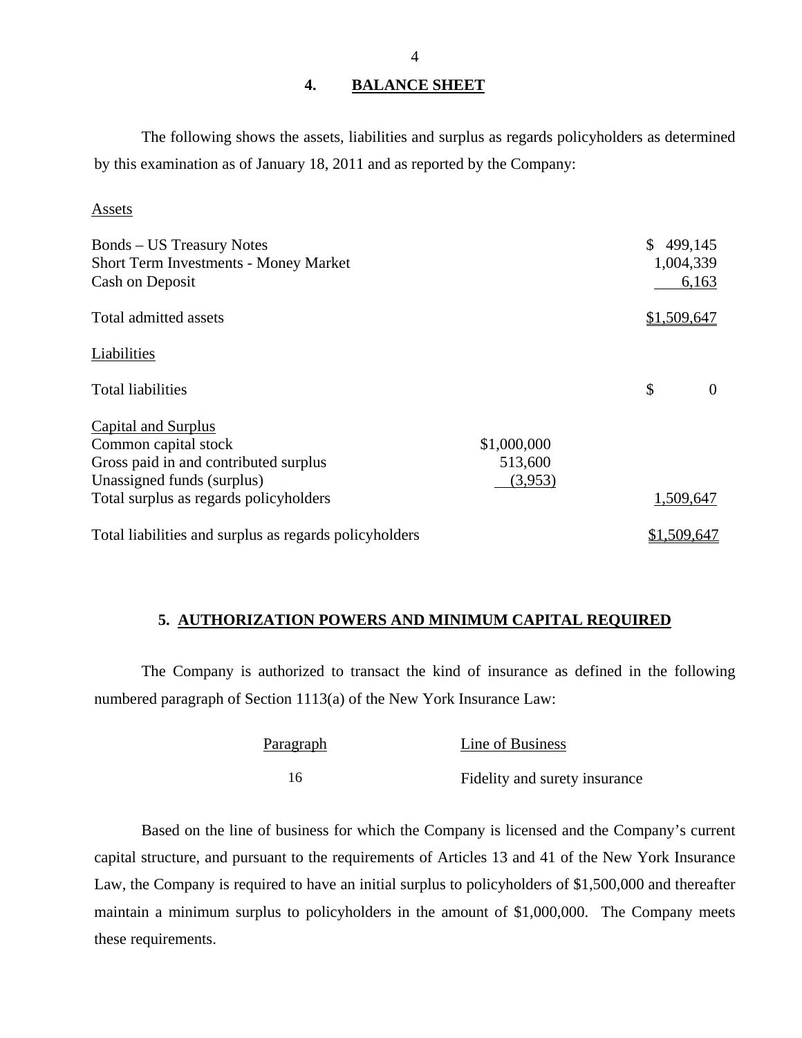## 4. BALANCE SHEET

The following shows the assets, liabilities and surplus as regards policyholders as determined by this examination as of January 18, 2011 and as reported by the Company:

| | | |
|---|---|---|
| Assets | | |
| Bonds – US Treasury Notes | | $ 499,145 |
| Short Term Investments - Money Market | | 1,004,339 |
| Cash on Deposit | | 6,163 |
| Total admitted assets | | $1,509,647 |
| Liabilities | | |
| Total liabilities | | $ 0 |
| Capital and Surplus | | |
| Common capital stock | $1,000,000 | |
| Gross paid in and contributed surplus | 513,600 | |
| Unassigned funds (surplus) | (3,953) | |
| Total surplus as regards policyholders | | 1,509,647 |
| Total liabilities and surplus as regards policyholders | | $1,509,647 |

## 5. AUTHORIZATION POWERS AND MINIMUM CAPITAL REQUIRED

The Company is authorized to transact the kind of insurance as defined in the following numbered paragraph of Section 1113(a) of the New York Insurance Law:

| Paragraph | Line of Business |
|---|---|
| 16 | Fidelity and surety insurance |

Based on the line of business for which the Company is licensed and the Company's current capital structure, and pursuant to the requirements of Articles 13 and 41 of the New York Insurance Law, the Company is required to have an initial surplus to policyholders of $1,500,000 and thereafter maintain a minimum surplus to policyholders in the amount of $1,000,000. The Company meets these requirements.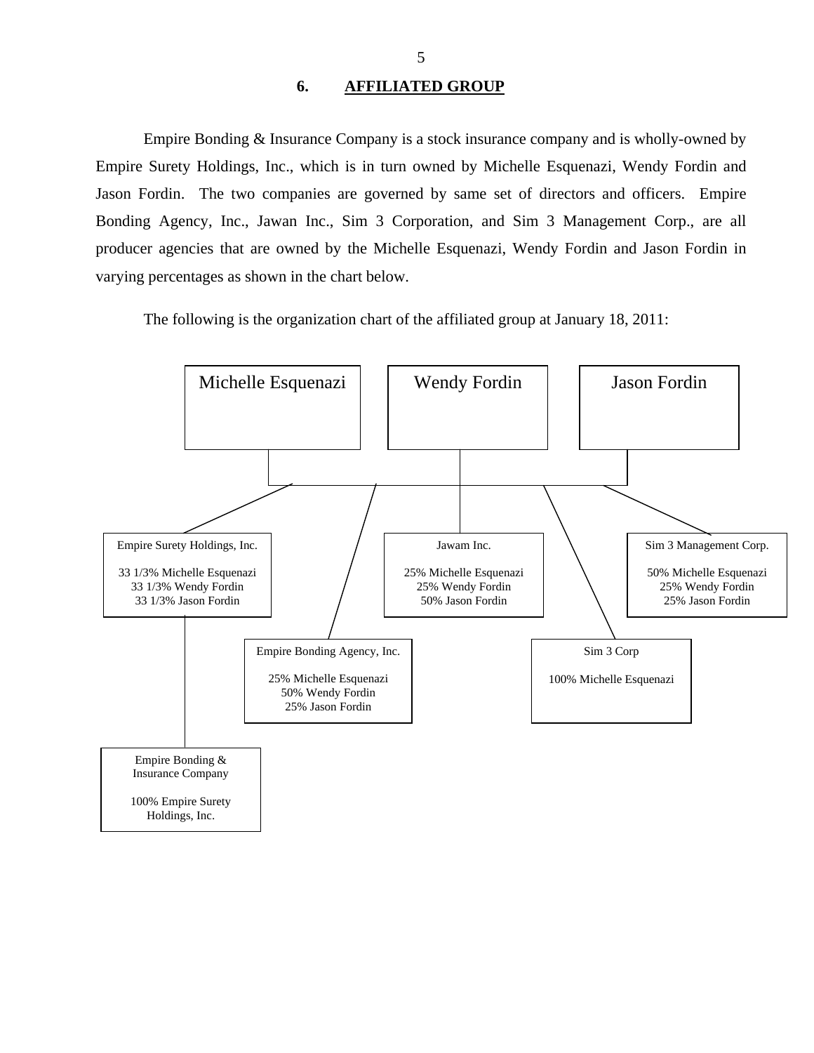## 6. AFFILIATED GROUP

Empire Bonding & Insurance Company is a stock insurance company and is wholly-owned by Empire Surety Holdings, Inc., which is in turn owned by Michelle Esquenazi, Wendy Fordin and Jason Fordin. The two companies are governed by same set of directors and officers. Empire Bonding Agency, Inc., Jawan Inc., Sim 3 Corporation, and Sim 3 Management Corp., are all producer agencies that are owned by the Michelle Esquenazi, Wendy Fordin and Jason Fordin in varying percentages as shown in the chart below.

The following is the organization chart of the affiliated group at January 18, 2011:

Michelle Esquenazi | Wendy Fordin | Jason Fordin

Empire Surety Holdings, Inc.

33 1/3% Michelle Esquenazi
33 1/3% Wendy Fordin
33 1/3% Jason Fordin

Jawam Inc.

25% Michelle Esquenazi
25% Wendy Fordin
50% Jason Fordin

Sim 3 Management Corp.

50% Michelle Esquenazi
25% Wendy Fordin
25% Jason Fordin

Empire Bonding Agency, Inc.

25% Michelle Esquenazi
50% Wendy Fordin
25% Jason Fordin

Sim 3 Corp

100% Michelle Esquenazi

Empire Bonding & Insurance Company

100% Empire Surety Holdings, Inc.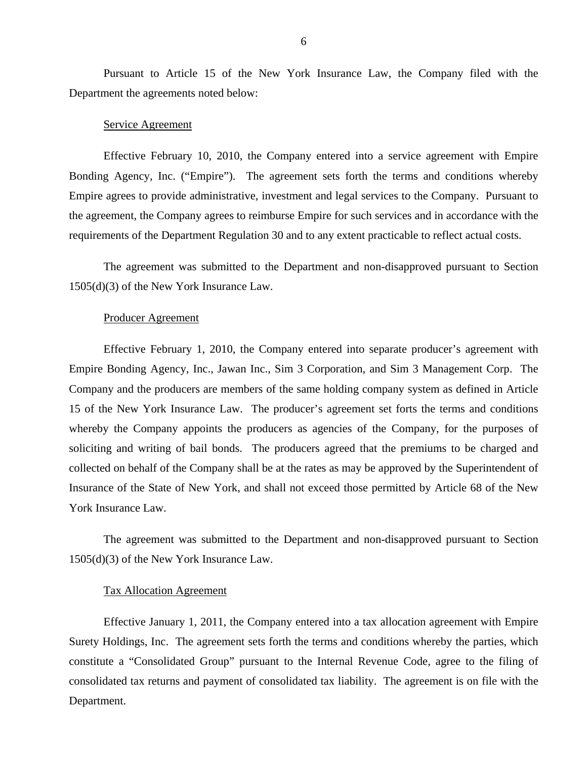Pursuant to Article 15 of the New York Insurance Law, the Company filed with the Department the agreements noted below:

Service Agreement

Effective February 10, 2010, the Company entered into a service agreement with Empire Bonding Agency, Inc. ("Empire"). The agreement sets forth the terms and conditions whereby Empire agrees to provide administrative, investment and legal services to the Company. Pursuant to the agreement, the Company agrees to reimburse Empire for such services and in accordance with the requirements of the Department Regulation 30 and to any extent practicable to reflect actual costs.

The agreement was submitted to the Department and non-disapproved pursuant to Section 1505(d)(3) of the New York Insurance Law.

Producer Agreement

Effective February 1, 2010, the Company entered into separate producer's agreement with Empire Bonding Agency, Inc., Jawan Inc., Sim 3 Corporation, and Sim 3 Management Corp. The Company and the producers are members of the same holding company system as defined in Article 15 of the New York Insurance Law. The producer's agreement set forts the terms and conditions whereby the Company appoints the producers as agencies of the Company, for the purposes of soliciting and writing of bail bonds. The producers agreed that the premiums to be charged and collected on behalf of the Company shall be at the rates as may be approved by the Superintendent of Insurance of the State of New York, and shall not exceed those permitted by Article 68 of the New York Insurance Law.

The agreement was submitted to the Department and non-disapproved pursuant to Section 1505(d)(3) of the New York Insurance Law.

Tax Allocation Agreement

Effective January 1, 2011, the Company entered into a tax allocation agreement with Empire Surety Holdings, Inc. The agreement sets forth the terms and conditions whereby the parties, which constitute a "Consolidated Group" pursuant to the Internal Revenue Code, agree to the filing of consolidated tax returns and payment of consolidated tax liability. The agreement is on file with the Department.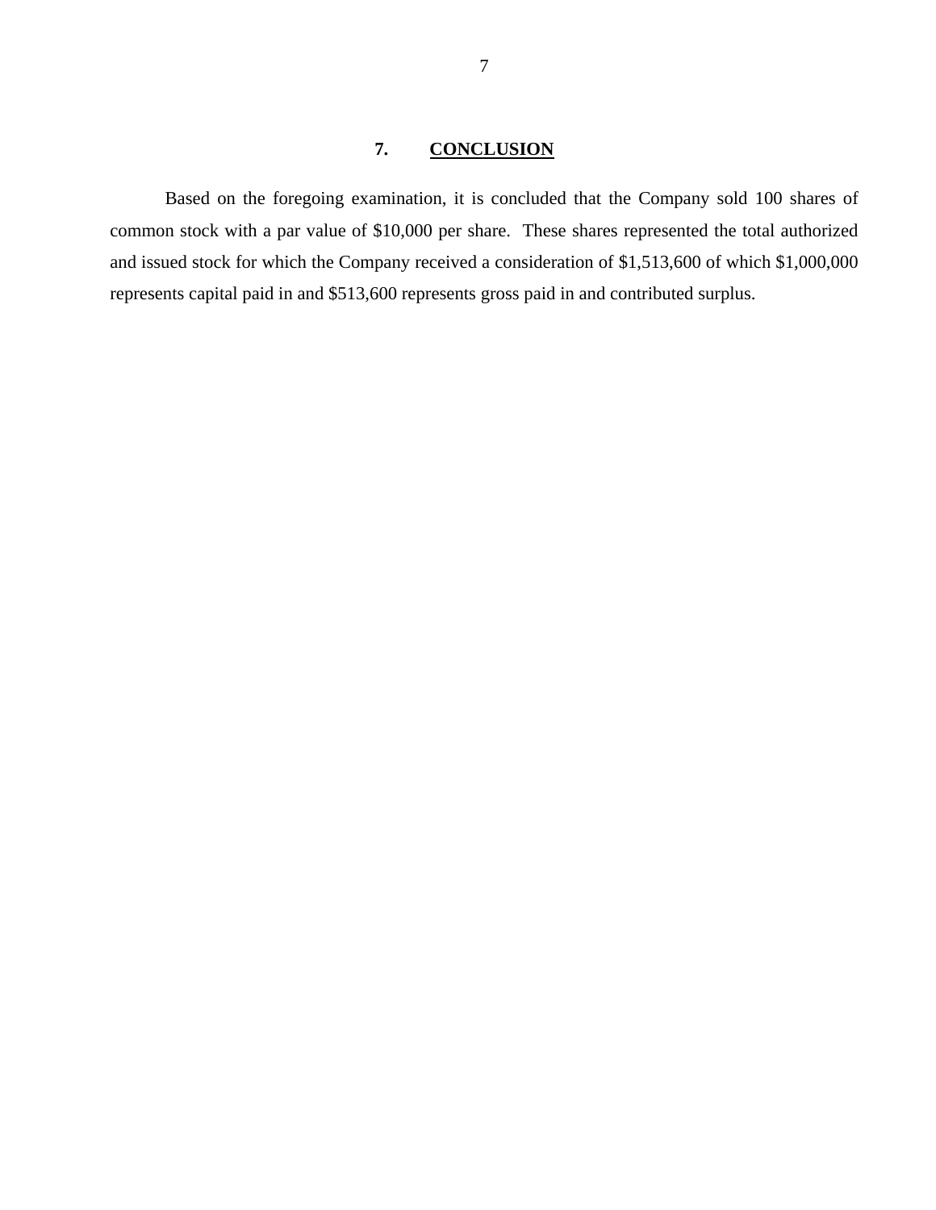## 7. CONCLUSION

Based on the foregoing examination, it is concluded that the Company sold 100 shares of common stock with a par value of $10,000 per share. These shares represented the total authorized and issued stock for which the Company received a consideration of $1,513,600 of which $1,000,000 represents capital paid in and $513,600 represents gross paid in and contributed surplus.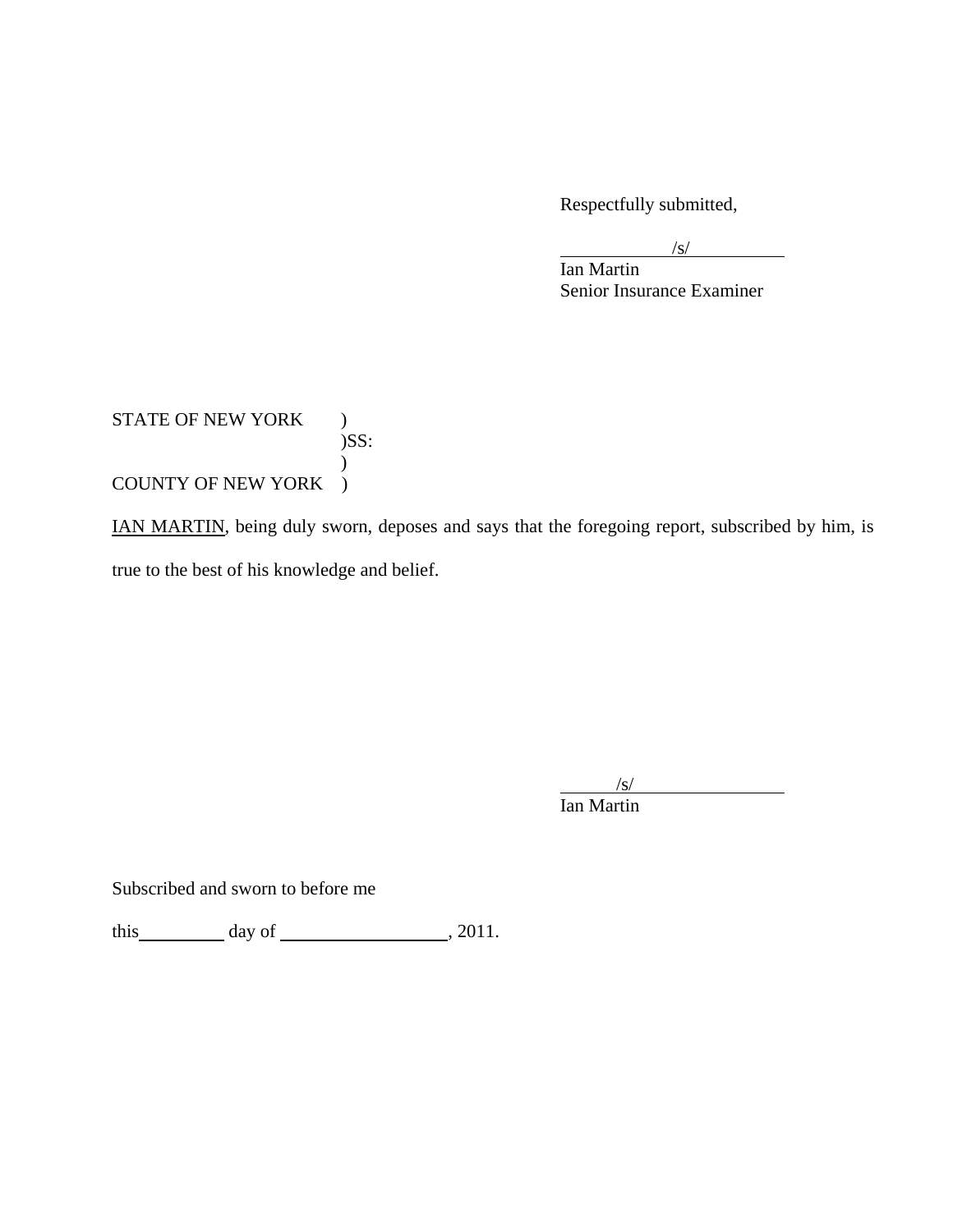Respectfully submitted,

/s/

Ian Martin
Senior Insurance Examiner

STATE OF NEW YORK )
)SS:
)
COUNTY OF NEW YORK )

IAN MARTIN, being duly sworn, deposes and says that the foregoing report, subscribed by him, is true to the best of his knowledge and belief.

/s/

Ian Martin

Subscribed and sworn to before me

this \_\_\_\_\_\_\_\_\_\_ day of \_\_\_\_\_\_\_\_\_\_\_\_\_\_\_\_\_\_\_, 2011.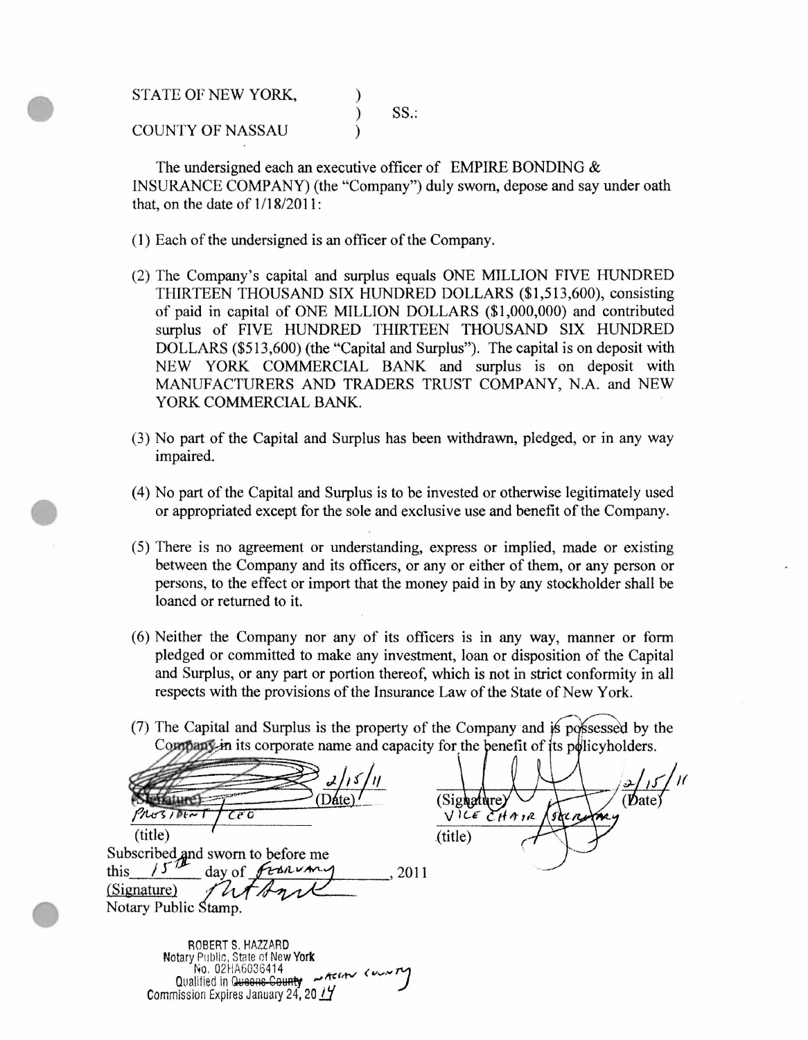STATE OF NEW YORK, )
) SS.:
COUNTY OF NASSAU )

The undersigned each an executive officer of EMPIRE BONDING & INSURANCE COMPANY) (the "Company") duly sworn, depose and say under oath that, on the date of 1/18/2011:

(1) Each of the undersigned is an officer of the Company.

(2) The Company's capital and surplus equals ONE MILLION FIVE HUNDRED THIRTEEN THOUSAND SIX HUNDRED DOLLARS ($1,513,600), consisting of paid in capital of ONE MILLION DOLLARS ($1,000,000) and contributed surplus of FIVE HUNDRED THIRTEEN THOUSAND SIX HUNDRED DOLLARS ($513,600) (the "Capital and Surplus"). The capital is on deposit with NEW YORK COMMERCIAL BANK and surplus is on deposit with MANUFACTURERS AND TRADERS TRUST COMPANY, N.A. and NEW YORK COMMERCIAL BANK.

(3) No part of the Capital and Surplus has been withdrawn, pledged, or in any way impaired.

(4) No part of the Capital and Surplus is to be invested or otherwise legitimately used or appropriated except for the sole and exclusive use and benefit of the Company.

(5) There is no agreement or understanding, express or implied, made or existing between the Company and its officers, or any or either of them, or any person or persons, to the effect or import that the money paid in by any stockholder shall be loaned or returned to it.

(6) Neither the Company nor any of its officers is in any way, manner or form pledged or committed to make any investment, loan or disposition of the Capital and Surplus, or any part or portion thereof, which is not in strict conformity in all respects with the provisions of the Insurance Law of the State of New York.

(7) The Capital and Surplus is the property of the Company and is possessed by the Company in its corporate name and capacity for the benefit of its policyholders.

(Signature) 2/15/11 (Date)
PRESIDENT / CEO
(title)

(Signature) 2/15/11 (Date)
VICE CHAIR / SECRETARY
(title)

Subscribed and sworn to before me
this 15th day of February, 2011
(Signature)
Notary Public Stamp.

ROBERT S. HAZZARD
Notary Public, State of New York
No. 02HA6036414
Qualified in ~~Queens County~~ Nassau County
Commission Expires January 24, 2014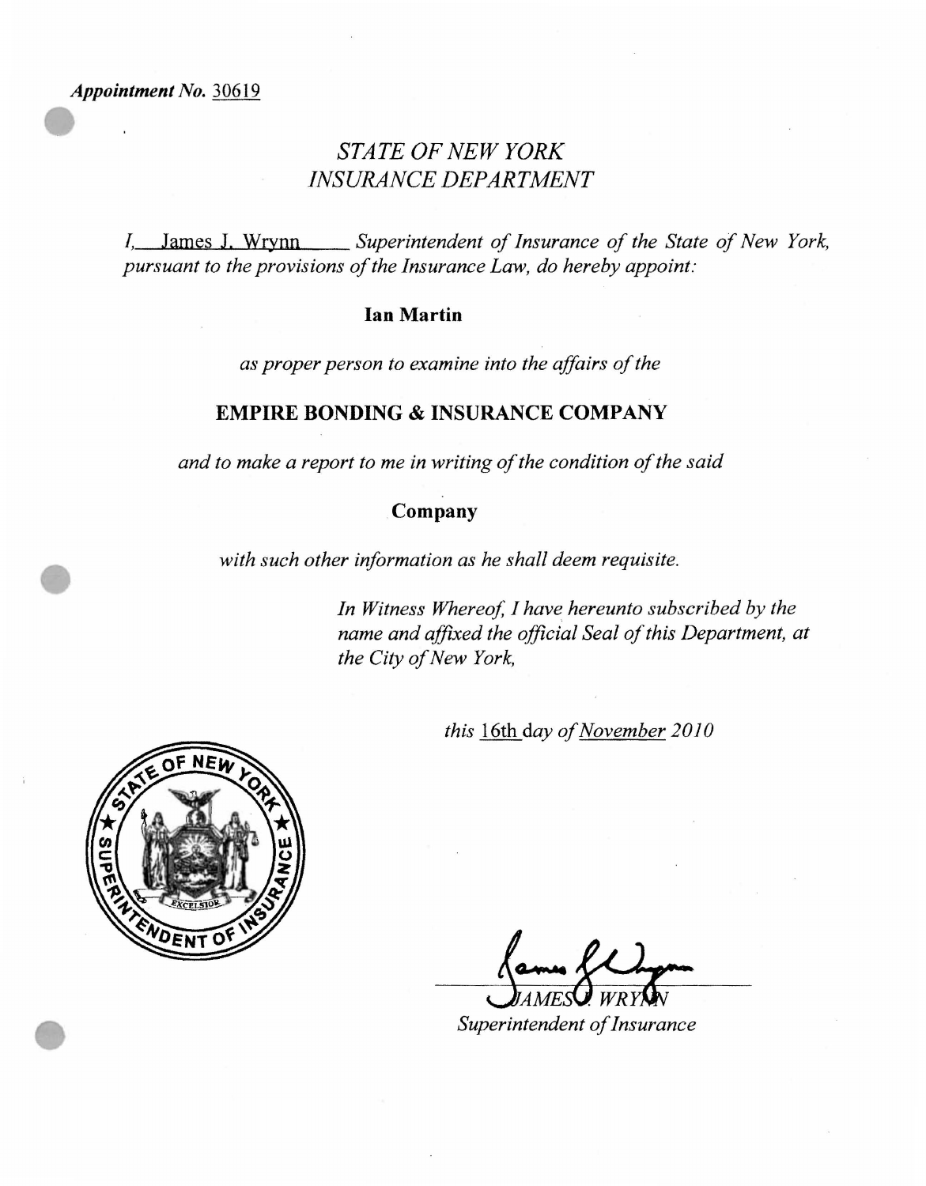*Appointment No.* 30619

*STATE OF NEW YORK*
*INSURANCE DEPARTMENT*

*I,* James J. Wrynn *Superintendent of Insurance of the State of New York, pursuant to the provisions of the Insurance Law, do hereby appoint:*

**Ian Martin**

*as proper person to examine into the affairs of the*

**EMPIRE BONDING & INSURANCE COMPANY**

*and to make a report to me in writing of the condition of the said*

**Company**

*with such other information as he shall deem requisite.*

*In Witness Whereof, I have hereunto subscribed by the name and affixed the official Seal of this Department, at the City of New York,*

*this* 16th *day of* *November* *2010*

STATE OF NEW YORK ★ SUPERINTENDENT OF INSURANCE ★ EXCELSIOR

JAMES J. WRYNN
*Superintendent of Insurance*